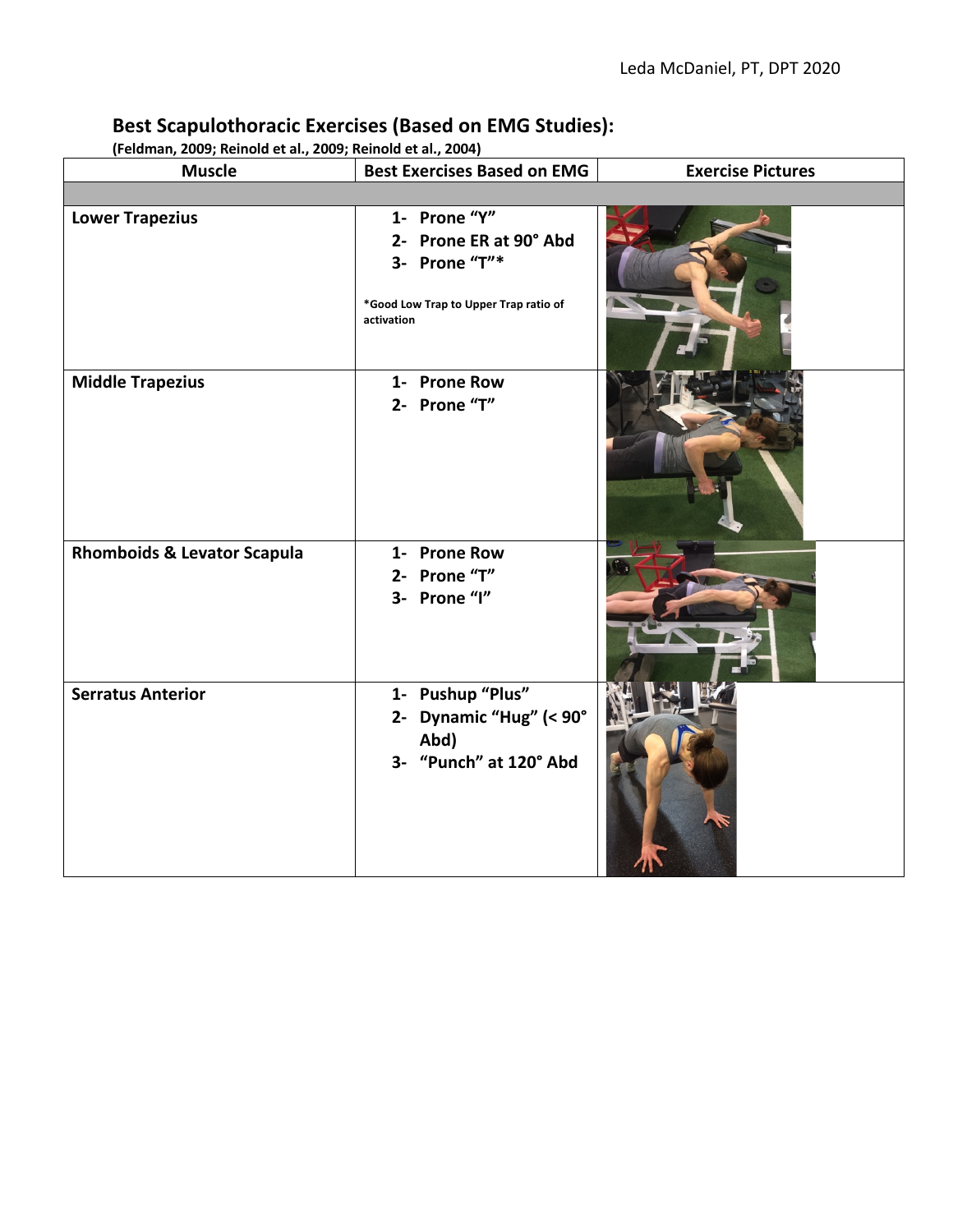Leda McDaniel, PT, DPT 2020

## Best Scapulothoracic Exercises (Based on EMG Studies):

**(Feldman, 2009; Reinold et al., 2009; Reinold et al., 2004)**

| Muscle | Best Exercises Based on EMG | Exercise Pictures |
|---|---|---|
| | | |
| **Lower Trapezius** | **1- Prone "Y"**<br>**2- Prone ER at 90° Abd**<br>**3- Prone "T"***<br><br>***Good Low Trap to Upper Trap ratio of activation** | |
| **Middle Trapezius** | **1- Prone Row**<br>**2- Prone "T"** | |
| **Rhomboids & Levator Scapula** | **1- Prone Row**<br>**2- Prone "T"**<br>**3- Prone "I"** | |
| **Serratus Anterior** | **1- Pushup "Plus"**<br>**2- Dynamic "Hug" (< 90° Abd)**<br>**3- "Punch" at 120° Abd** | |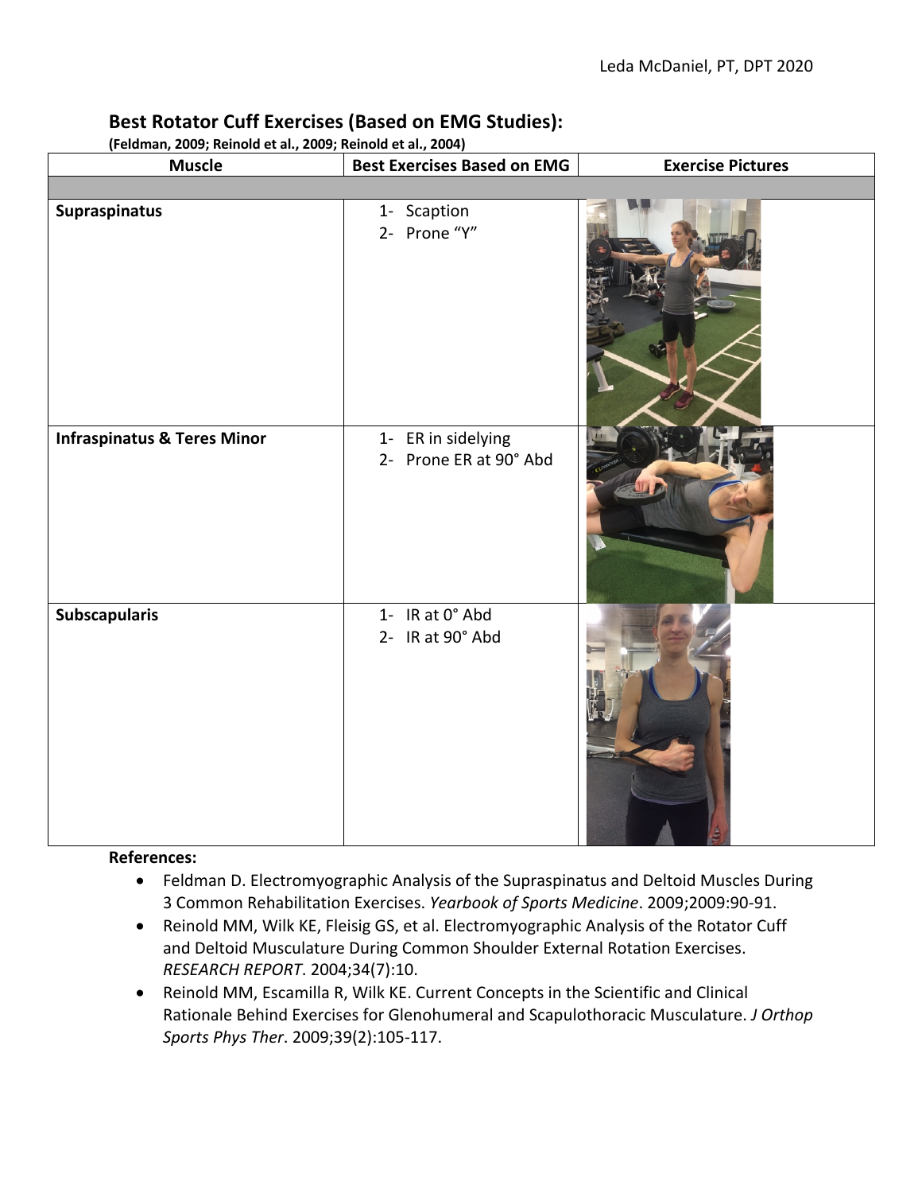## Best Rotator Cuff Exercises (Based on EMG Studies):

**(Feldman, 2009; Reinold et al., 2009; Reinold et al., 2004)**

| Muscle | Best Exercises Based on EMG | Exercise Pictures |
|---|---|---|
| | | |
| **Supraspinatus** | 1- Scaption<br>2- Prone "Y" | |
| **Infraspinatus & Teres Minor** | 1- ER in sidelying<br>2- Prone ER at 90° Abd | |
| **Subscapularis** | 1- IR at 0° Abd<br>2- IR at 90° Abd | |

**References:**

- Feldman D. Electromyographic Analysis of the Supraspinatus and Deltoid Muscles During 3 Common Rehabilitation Exercises. *Yearbook of Sports Medicine*. 2009;2009:90-91.
- Reinold MM, Wilk KE, Fleisig GS, et al. Electromyographic Analysis of the Rotator Cuff and Deltoid Musculature During Common Shoulder External Rotation Exercises. *RESEARCH REPORT*. 2004;34(7):10.
- Reinold MM, Escamilla R, Wilk KE. Current Concepts in the Scientific and Clinical Rationale Behind Exercises for Glenohumeral and Scapulothoracic Musculature. *J Orthop Sports Phys Ther*. 2009;39(2):105-117.